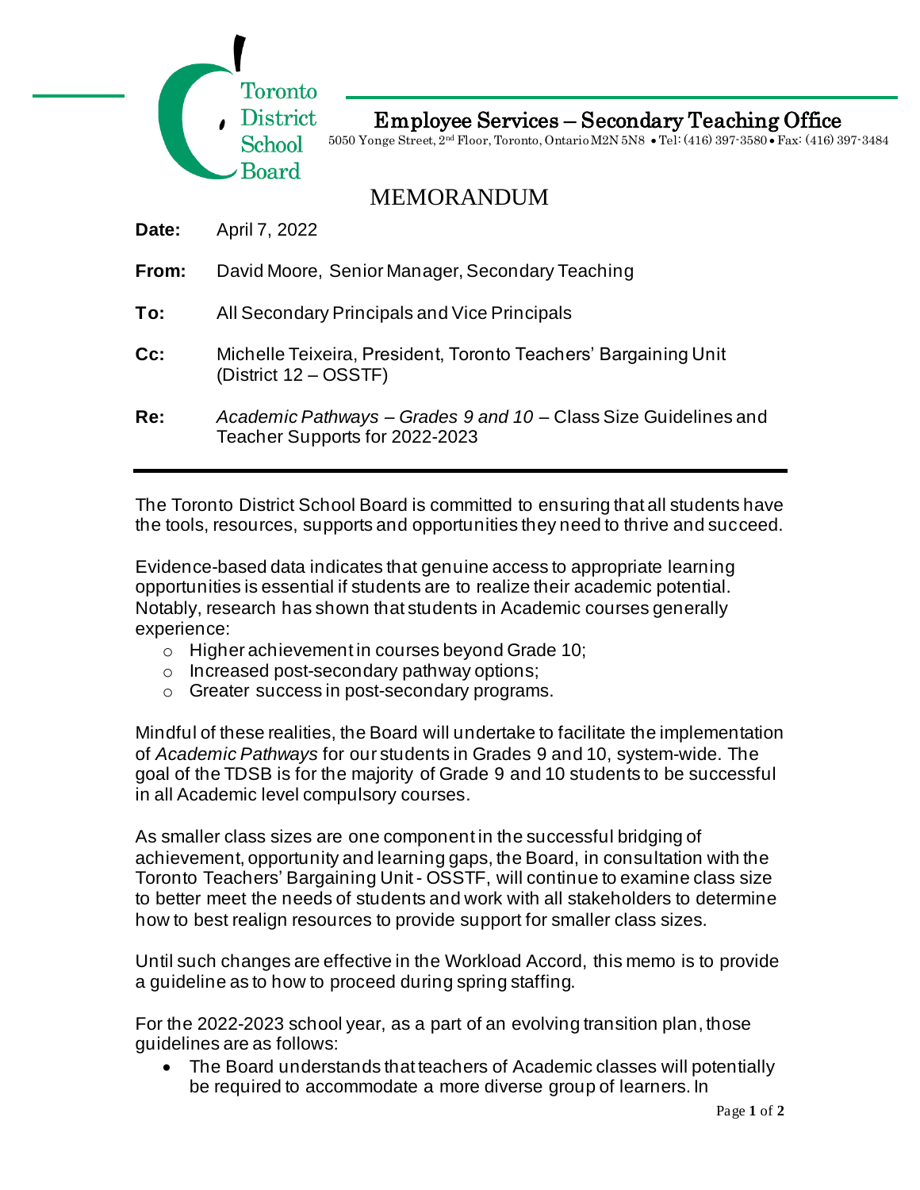Toronto District School Board

# Employee Services – Secondary Teaching Office

5050 Yonge Street, 2nd Floor, Toronto, Ontario M2N 5N8 • Tel: (416) 397-3580 • Fax: (416) 397-3484

## MEMORANDUM

**Date:** April 7, 2022

**From:** David Moore, Senior Manager, Secondary Teaching

**To:** All Secondary Principals and Vice Principals

**Cc:** Michelle Teixeira, President, Toronto Teachers' Bargaining Unit (District 12 – OSSTF)

**Re:** *Academic Pathways – Grades 9 and 10* – Class Size Guidelines and Teacher Supports for 2022-2023

---

The Toronto District School Board is committed to ensuring that all students have the tools, resources, supports and opportunities they need to thrive and succeed.

Evidence-based data indicates that genuine access to appropriate learning opportunities is essential if students are to realize their academic potential. Notably, research has shown that students in Academic courses generally experience:

- Higher achievement in courses beyond Grade 10;
- Increased post-secondary pathway options;
- Greater success in post-secondary programs.

Mindful of these realities, the Board will undertake to facilitate the implementation of *Academic Pathways* for our students in Grades 9 and 10, system-wide. The goal of the TDSB is for the majority of Grade 9 and 10 students to be successful in all Academic level compulsory courses.

As smaller class sizes are one component in the successful bridging of achievement, opportunity and learning gaps, the Board, in consultation with the Toronto Teachers' Bargaining Unit - OSSTF, will continue to examine class size to better meet the needs of students and work with all stakeholders to determine how to best realign resources to provide support for smaller class sizes.

Until such changes are effective in the Workload Accord, this memo is to provide a guideline as to how to proceed during spring staffing.

For the 2022-2023 school year, as a part of an evolving transition plan, those guidelines are as follows:

- The Board understands that teachers of Academic classes will potentially be required to accommodate a more diverse group of learners. In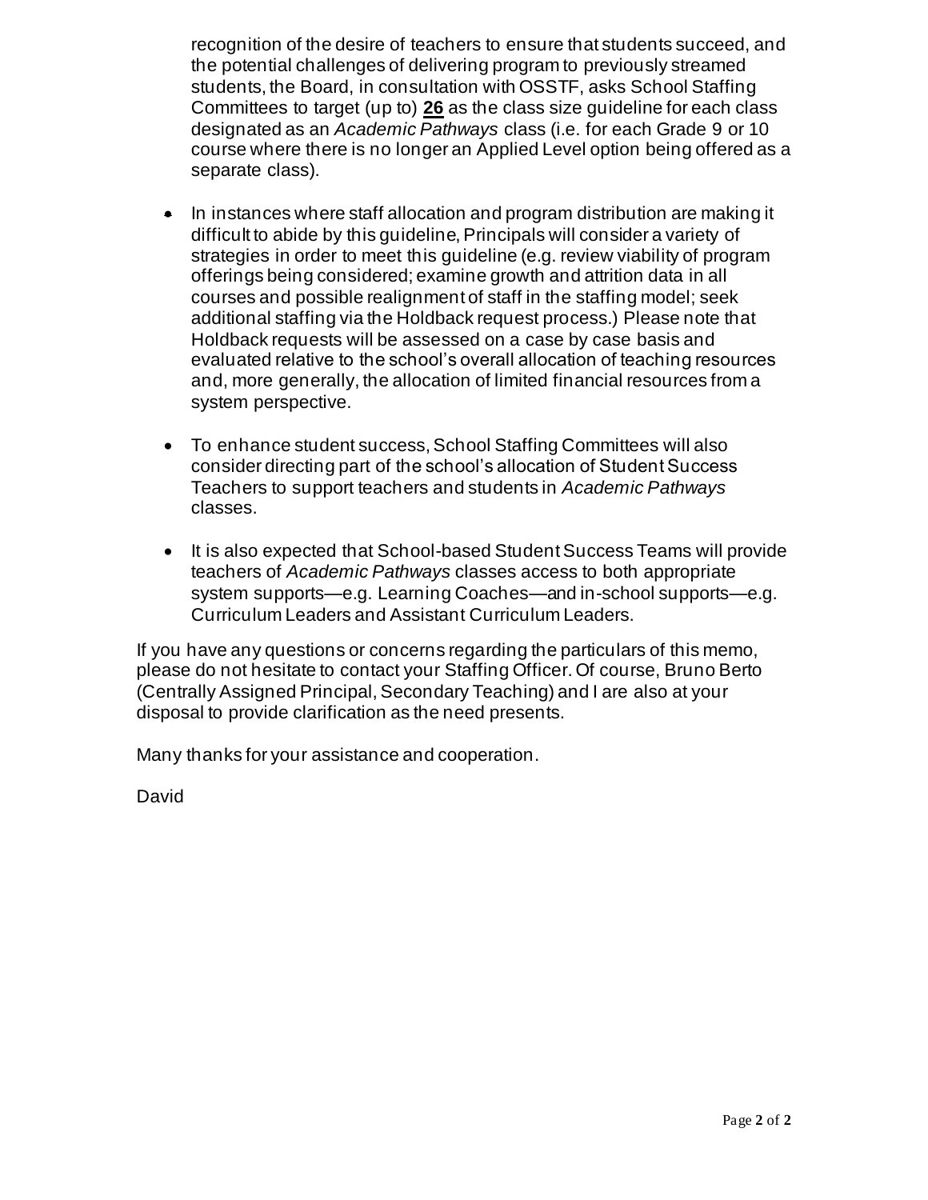recognition of the desire of teachers to ensure that students succeed, and the potential challenges of delivering program to previously streamed students, the Board, in consultation with OSSTF, asks School Staffing Committees to target (up to) **26** as the class size guideline for each class designated as an *Academic Pathways* class (i.e. for each Grade 9 or 10 course where there is no longer an Applied Level option being offered as a separate class).

- In instances where staff allocation and program distribution are making it difficult to abide by this guideline, Principals will consider a variety of strategies in order to meet this guideline (e.g. review viability of program offerings being considered; examine growth and attrition data in all courses and possible realignment of staff in the staffing model; seek additional staffing via the Holdback request process.) Please note that Holdback requests will be assessed on a case by case basis and evaluated relative to the school's overall allocation of teaching resources and, more generally, the allocation of limited financial resources from a system perspective.

- To enhance student success, School Staffing Committees will also consider directing part of the school's allocation of Student Success Teachers to support teachers and students in *Academic Pathways* classes.

- It is also expected that School-based Student Success Teams will provide teachers of *Academic Pathways* classes access to both appropriate system supports—e.g. Learning Coaches—and in-school supports—e.g. Curriculum Leaders and Assistant Curriculum Leaders.

If you have any questions or concerns regarding the particulars of this memo, please do not hesitate to contact your Staffing Officer. Of course, Bruno Berto (Centrally Assigned Principal, Secondary Teaching) and I are also at your disposal to provide clarification as the need presents.

Many thanks for your assistance and cooperation.

David